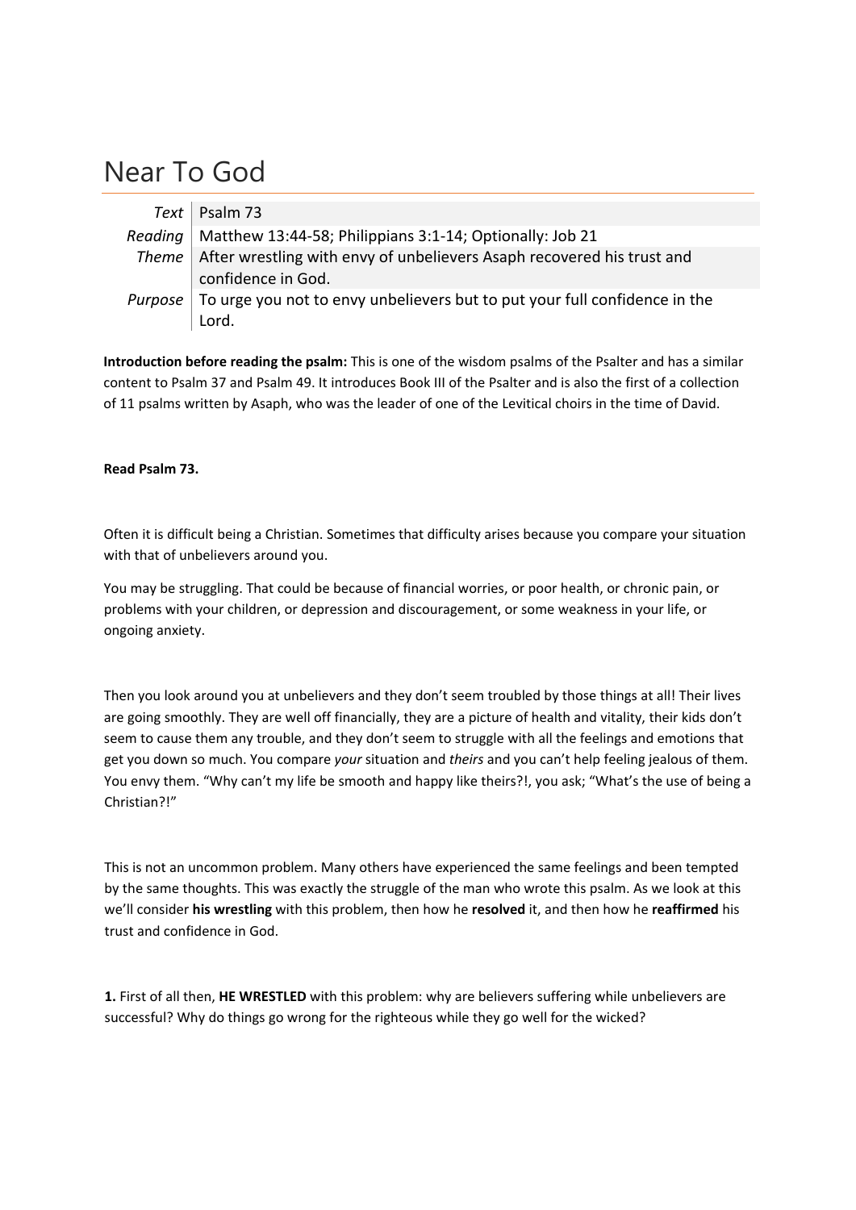# Near To God

| | |
|---|---|
| *Text* | Psalm 73 |
| *Reading* | Matthew 13:44-58; Philippians 3:1-14; Optionally: Job 21 |
| *Theme* | After wrestling with envy of unbelievers Asaph recovered his trust and confidence in God. |
| *Purpose* | To urge you not to envy unbelievers but to put your full confidence in the Lord. |

**Introduction before reading the psalm:** This is one of the wisdom psalms of the Psalter and has a similar content to Psalm 37 and Psalm 49. It introduces Book III of the Psalter and is also the first of a collection of 11 psalms written by Asaph, who was the leader of one of the Levitical choirs in the time of David.

**Read Psalm 73.**

Often it is difficult being a Christian. Sometimes that difficulty arises because you compare your situation with that of unbelievers around you.

You may be struggling. That could be because of financial worries, or poor health, or chronic pain, or problems with your children, or depression and discouragement, or some weakness in your life, or ongoing anxiety.

Then you look around you at unbelievers and they don't seem troubled by those things at all! Their lives are going smoothly. They are well off financially, they are a picture of health and vitality, their kids don't seem to cause them any trouble, and they don't seem to struggle with all the feelings and emotions that get you down so much. You compare *your* situation and *theirs* and you can't help feeling jealous of them. You envy them. "Why can't my life be smooth and happy like theirs?!, you ask; "What's the use of being a Christian?!"

This is not an uncommon problem. Many others have experienced the same feelings and been tempted by the same thoughts. This was exactly the struggle of the man who wrote this psalm. As we look at this we'll consider **his wrestling** with this problem, then how he **resolved** it, and then how he **reaffirmed** his trust and confidence in God.

**1.** First of all then, **HE WRESTLED** with this problem: why are believers suffering while unbelievers are successful? Why do things go wrong for the righteous while they go well for the wicked?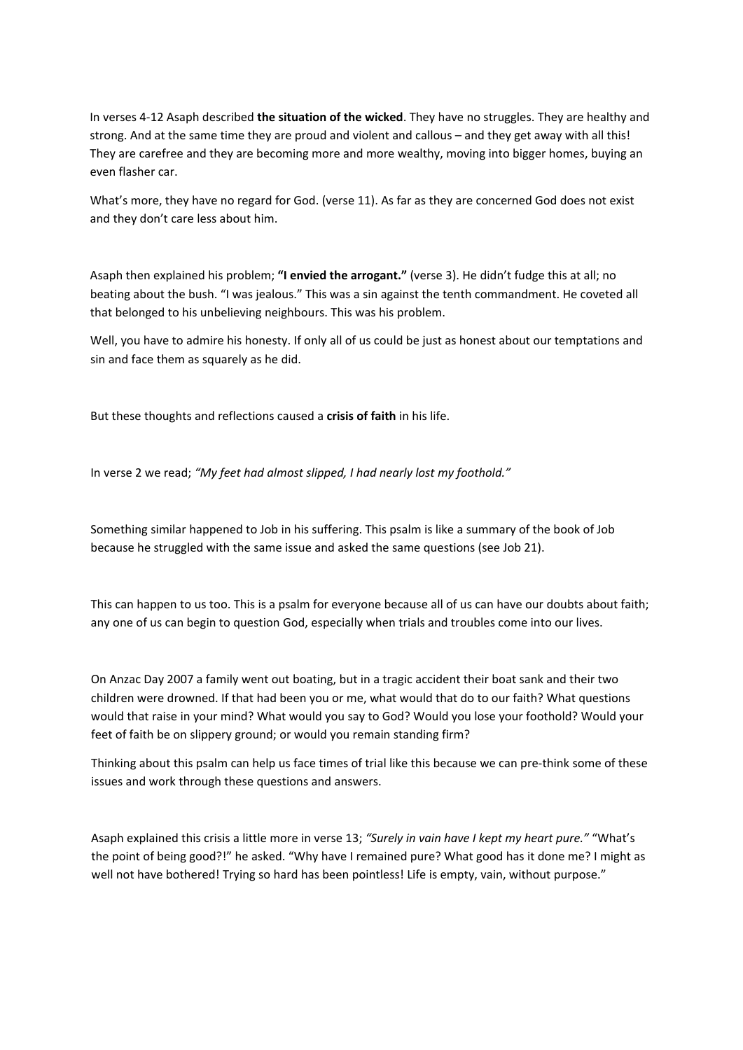In verses 4-12 Asaph described **the situation of the wicked**. They have no struggles. They are healthy and strong. And at the same time they are proud and violent and callous – and they get away with all this! They are carefree and they are becoming more and more wealthy, moving into bigger homes, buying an even flasher car.

What's more, they have no regard for God. (verse 11). As far as they are concerned God does not exist and they don't care less about him.

Asaph then explained his problem; **"I envied the arrogant."** (verse 3). He didn't fudge this at all; no beating about the bush. "I was jealous." This was a sin against the tenth commandment. He coveted all that belonged to his unbelieving neighbours. This was his problem.

Well, you have to admire his honesty. If only all of us could be just as honest about our temptations and sin and face them as squarely as he did.

But these thoughts and reflections caused a **crisis of faith** in his life.

In verse 2 we read; *"My feet had almost slipped, I had nearly lost my foothold."*

Something similar happened to Job in his suffering. This psalm is like a summary of the book of Job because he struggled with the same issue and asked the same questions (see Job 21).

This can happen to us too. This is a psalm for everyone because all of us can have our doubts about faith; any one of us can begin to question God, especially when trials and troubles come into our lives.

On Anzac Day 2007 a family went out boating, but in a tragic accident their boat sank and their two children were drowned. If that had been you or me, what would that do to our faith? What questions would that raise in your mind? What would you say to God? Would you lose your foothold? Would your feet of faith be on slippery ground; or would you remain standing firm?

Thinking about this psalm can help us face times of trial like this because we can pre-think some of these issues and work through these questions and answers.

Asaph explained this crisis a little more in verse 13; *"Surely in vain have I kept my heart pure."* "What's the point of being good?!" he asked. "Why have I remained pure? What good has it done me? I might as well not have bothered! Trying so hard has been pointless! Life is empty, vain, without purpose."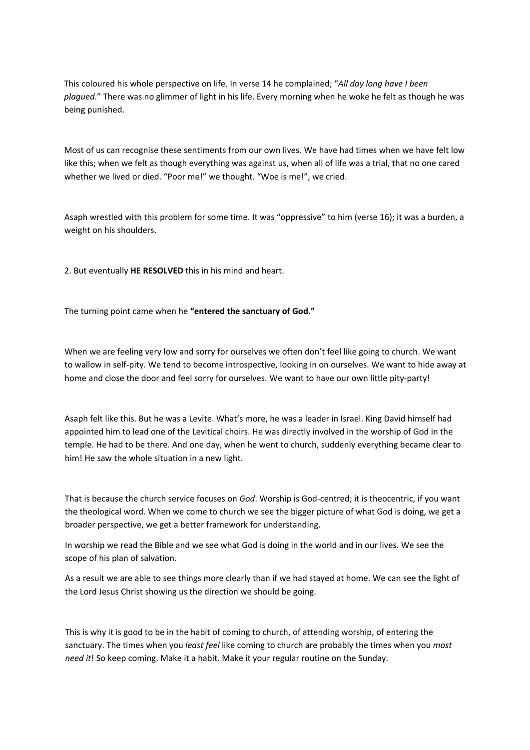This coloured his whole perspective on life. In verse 14 he complained; "*All day long have I been plagued*." There was no glimmer of light in his life. Every morning when he woke he felt as though he was being punished.

Most of us can recognise these sentiments from our own lives. We have had times when we have felt low like this; when we felt as though everything was against us, when all of life was a trial, that no one cared whether we lived or died. "Poor me!" we thought. "Woe is me!", we cried.

Asaph wrestled with this problem for some time. It was "oppressive" to him (verse 16); it was a burden, a weight on his shoulders.

2. But eventually **HE RESOLVED** this in his mind and heart.

The turning point came when he **"entered the sanctuary of God."**

When we are feeling very low and sorry for ourselves we often don't feel like going to church. We want to wallow in self-pity. We tend to become introspective, looking in on ourselves. We want to hide away at home and close the door and feel sorry for ourselves. We want to have our own little pity-party!

Asaph felt like this. But he was a Levite. What's more, he was a leader in Israel. King David himself had appointed him to lead one of the Levitical choirs. He was directly involved in the worship of God in the temple. He had to be there. And one day, when he went to church, suddenly everything became clear to him! He saw the whole situation in a new light.

That is because the church service focuses on *God*. Worship is God-centred; it is theocentric, if you want the theological word. When we come to church we see the bigger picture of what God is doing, we get a broader perspective, we get a better framework for understanding.

In worship we read the Bible and we see what God is doing in the world and in our lives. We see the scope of his plan of salvation.

As a result we are able to see things more clearly than if we had stayed at home. We can see the light of the Lord Jesus Christ showing us the direction we should be going.

This is why it is good to be in the habit of coming to church, of attending worship, of entering the sanctuary. The times when you *least feel* like coming to church are probably the times when you *most need it*! So keep coming. Make it a habit. Make it your regular routine on the Sunday.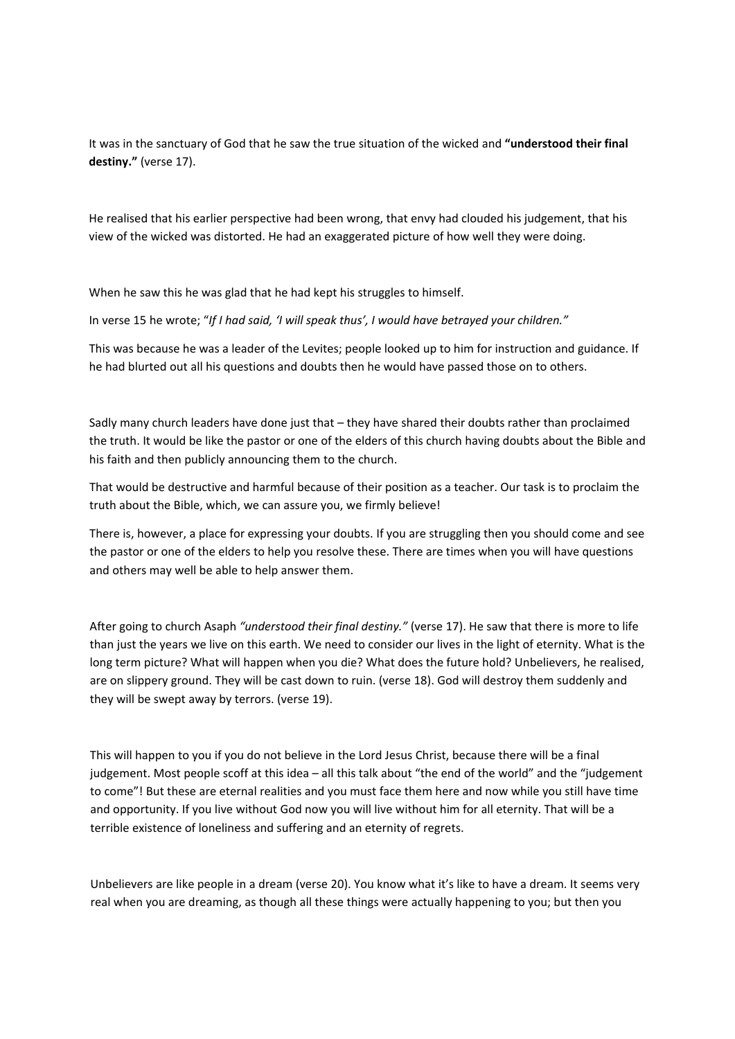It was in the sanctuary of God that he saw the true situation of the wicked and **"understood their final destiny."** (verse 17).

He realised that his earlier perspective had been wrong, that envy had clouded his judgement, that his view of the wicked was distorted. He had an exaggerated picture of how well they were doing.

When he saw this he was glad that he had kept his struggles to himself.

In verse 15 he wrote; "*If I had said, 'I will speak thus', I would have betrayed your children."*

This was because he was a leader of the Levites; people looked up to him for instruction and guidance. If he had blurted out all his questions and doubts then he would have passed those on to others.

Sadly many church leaders have done just that – they have shared their doubts rather than proclaimed the truth. It would be like the pastor or one of the elders of this church having doubts about the Bible and his faith and then publicly announcing them to the church.

That would be destructive and harmful because of their position as a teacher. Our task is to proclaim the truth about the Bible, which, we can assure you, we firmly believe!

There is, however, a place for expressing your doubts. If you are struggling then you should come and see the pastor or one of the elders to help you resolve these. There are times when you will have questions and others may well be able to help answer them.

After going to church Asaph *"understood their final destiny."* (verse 17). He saw that there is more to life than just the years we live on this earth. We need to consider our lives in the light of eternity. What is the long term picture? What will happen when you die? What does the future hold? Unbelievers, he realised, are on slippery ground. They will be cast down to ruin. (verse 18). God will destroy them suddenly and they will be swept away by terrors. (verse 19).

This will happen to you if you do not believe in the Lord Jesus Christ, because there will be a final judgement. Most people scoff at this idea – all this talk about "the end of the world" and the "judgement to come"! But these are eternal realities and you must face them here and now while you still have time and opportunity. If you live without God now you will live without him for all eternity. That will be a terrible existence of loneliness and suffering and an eternity of regrets.

Unbelievers are like people in a dream (verse 20). You know what it's like to have a dream. It seems very real when you are dreaming, as though all these things were actually happening to you; but then you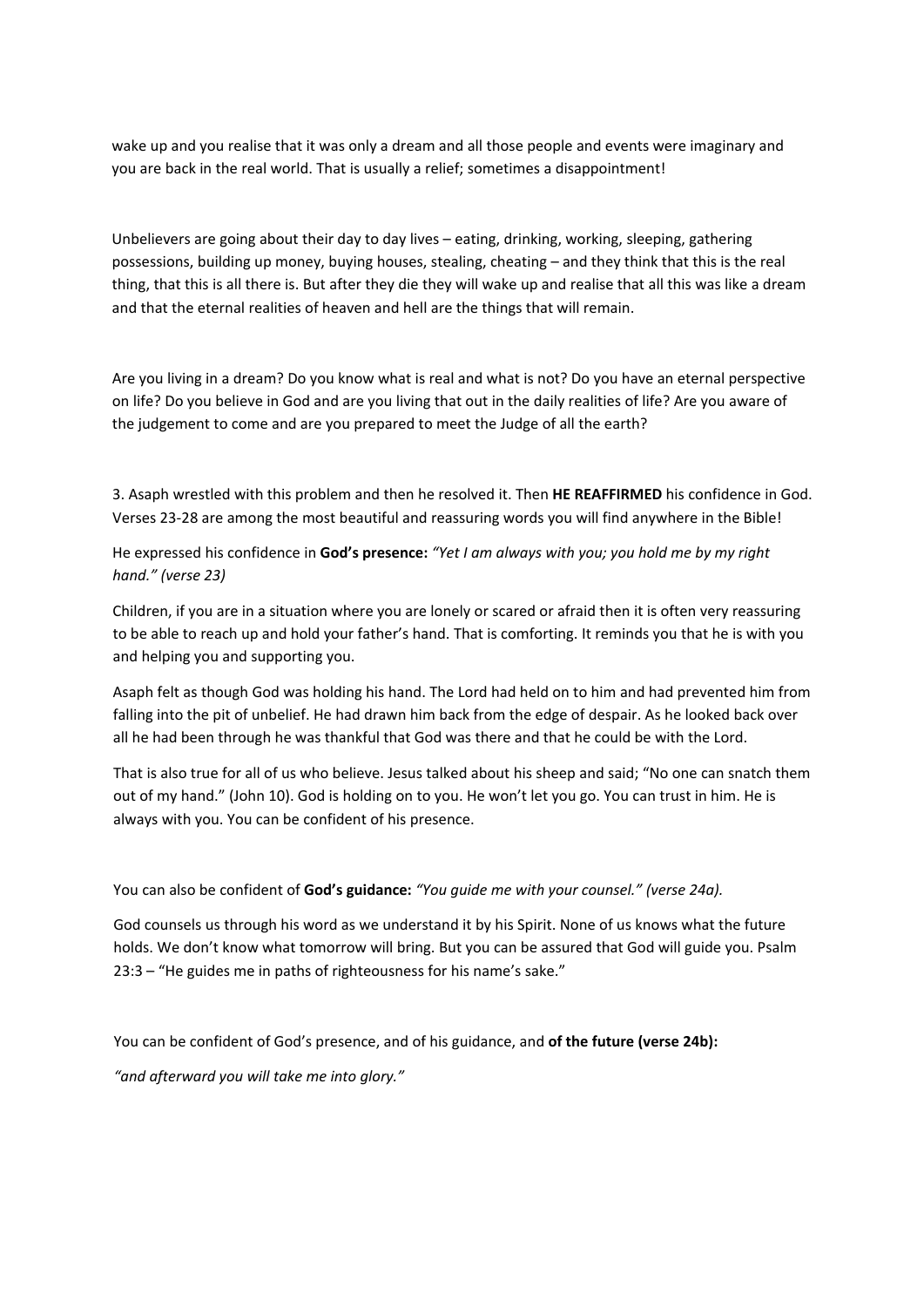wake up and you realise that it was only a dream and all those people and events were imaginary and you are back in the real world. That is usually a relief; sometimes a disappointment!

Unbelievers are going about their day to day lives – eating, drinking, working, sleeping, gathering possessions, building up money, buying houses, stealing, cheating – and they think that this is the real thing, that this is all there is. But after they die they will wake up and realise that all this was like a dream and that the eternal realities of heaven and hell are the things that will remain.

Are you living in a dream? Do you know what is real and what is not? Do you have an eternal perspective on life? Do you believe in God and are you living that out in the daily realities of life? Are you aware of the judgement to come and are you prepared to meet the Judge of all the earth?

3. Asaph wrestled with this problem and then he resolved it. Then **HE REAFFIRMED** his confidence in God. Verses 23-28 are among the most beautiful and reassuring words you will find anywhere in the Bible!

He expressed his confidence in **God's presence:** *"Yet I am always with you; you hold me by my right hand." (verse 23)*

Children, if you are in a situation where you are lonely or scared or afraid then it is often very reassuring to be able to reach up and hold your father's hand. That is comforting. It reminds you that he is with you and helping you and supporting you.

Asaph felt as though God was holding his hand. The Lord had held on to him and had prevented him from falling into the pit of unbelief. He had drawn him back from the edge of despair. As he looked back over all he had been through he was thankful that God was there and that he could be with the Lord.

That is also true for all of us who believe. Jesus talked about his sheep and said; "No one can snatch them out of my hand." (John 10). God is holding on to you. He won't let you go. You can trust in him. He is always with you. You can be confident of his presence.

You can also be confident of **God's guidance:** *"You guide me with your counsel." (verse 24a).*

God counsels us through his word as we understand it by his Spirit. None of us knows what the future holds. We don't know what tomorrow will bring. But you can be assured that God will guide you. Psalm 23:3 – "He guides me in paths of righteousness for his name's sake."

You can be confident of God's presence, and of his guidance, and **of the future (verse 24b):**

*"and afterward you will take me into glory."*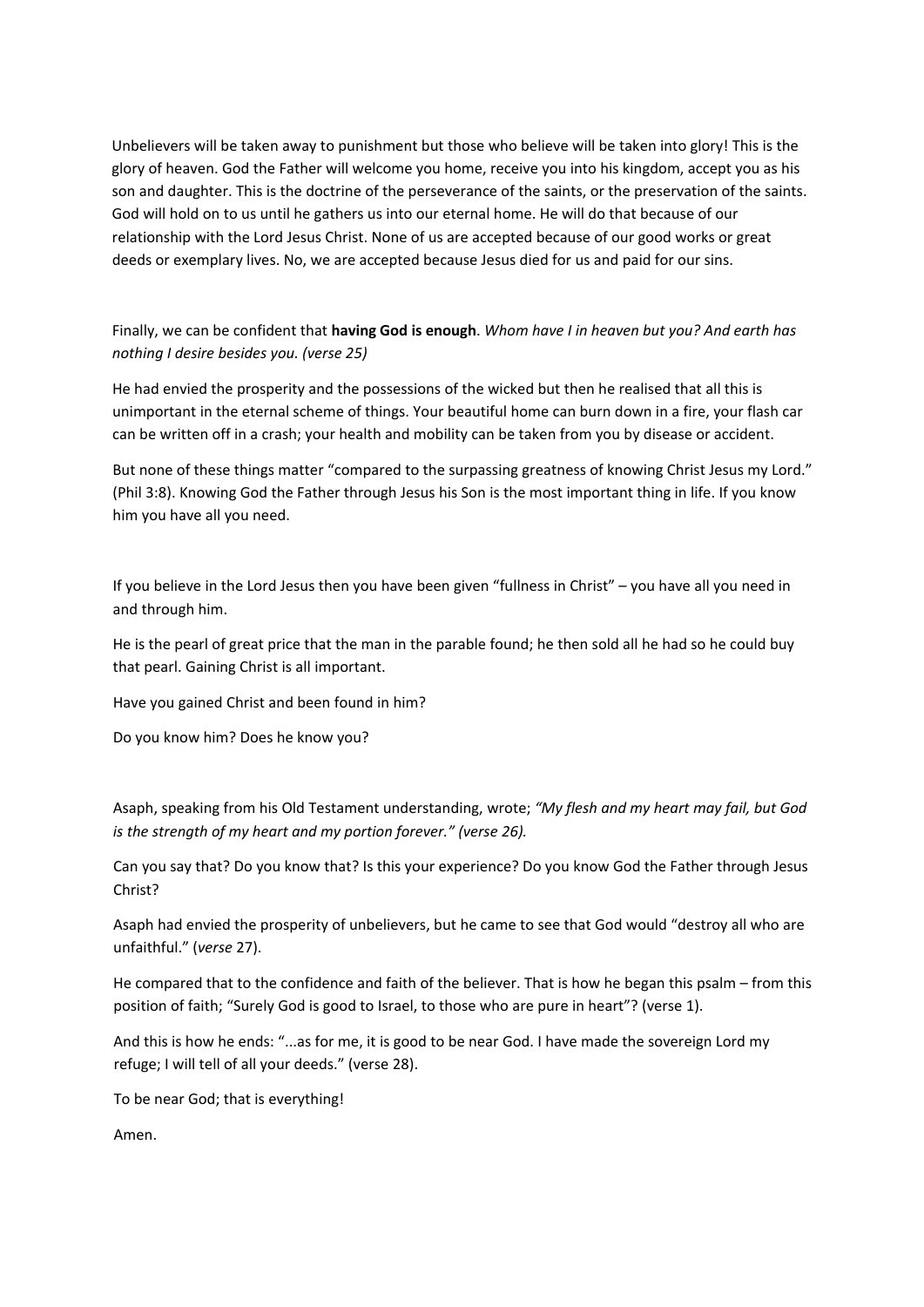Unbelievers will be taken away to punishment but those who believe will be taken into glory! This is the glory of heaven. God the Father will welcome you home, receive you into his kingdom, accept you as his son and daughter. This is the doctrine of the perseverance of the saints, or the preservation of the saints. God will hold on to us until he gathers us into our eternal home. He will do that because of our relationship with the Lord Jesus Christ. None of us are accepted because of our good works or great deeds or exemplary lives. No, we are accepted because Jesus died for us and paid for our sins.

Finally, we can be confident that **having God is enough**. *Whom have I in heaven but you? And earth has nothing I desire besides you. (verse 25)*

He had envied the prosperity and the possessions of the wicked but then he realised that all this is unimportant in the eternal scheme of things. Your beautiful home can burn down in a fire, your flash car can be written off in a crash; your health and mobility can be taken from you by disease or accident.

But none of these things matter "compared to the surpassing greatness of knowing Christ Jesus my Lord." (Phil 3:8). Knowing God the Father through Jesus his Son is the most important thing in life. If you know him you have all you need.

If you believe in the Lord Jesus then you have been given "fullness in Christ" – you have all you need in and through him.

He is the pearl of great price that the man in the parable found; he then sold all he had so he could buy that pearl. Gaining Christ is all important.

Have you gained Christ and been found in him?

Do you know him? Does he know you?

Asaph, speaking from his Old Testament understanding, wrote; *"My flesh and my heart may fail, but God is the strength of my heart and my portion forever." (verse 26).*

Can you say that? Do you know that? Is this your experience? Do you know God the Father through Jesus Christ?

Asaph had envied the prosperity of unbelievers, but he came to see that God would "destroy all who are unfaithful." (*verse* 27).

He compared that to the confidence and faith of the believer. That is how he began this psalm – from this position of faith; "Surely God is good to Israel, to those who are pure in heart"? (verse 1).

And this is how he ends: "...as for me, it is good to be near God. I have made the sovereign Lord my refuge; I will tell of all your deeds." (verse 28).

To be near God; that is everything!

Amen.